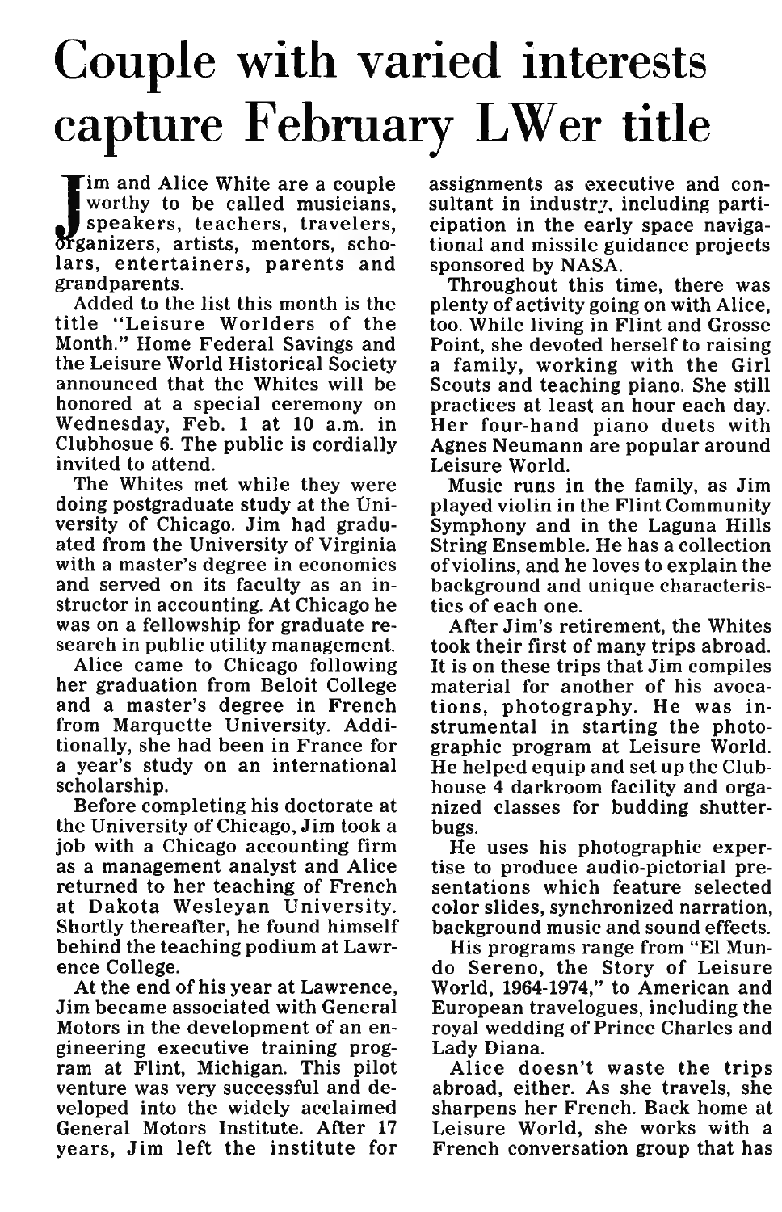# Couple with varied interests capture February LWer title

Jim and Alice White are a couple worthy to be called musicians, speakers, teachers, travelers, organizers, artists, mentors, scholars, entertainers, parents and grandparents.

Added to the list this month is the title "Leisure Worlders of the Month." Home Federal Savings and the Leisure World Historical Society announced that the Whites will be honored at a special ceremony on Wednesday, Feb. 1 at 10 a.m. in Clubhosue 6. The public is cordially invited to attend.

The Whites met while they were doing postgraduate study at the University of Chicago. Jim had graduated from the University of Virginia with a master's degree in economics and served on its faculty as an instructor in accounting. At Chicago he was on a fellowship for graduate research in public utility management.

Alice came to Chicago following her graduation from Beloit College and a master's degree in French from Marquette University. Additionally, she had been in France for a year's study on an international scholarship.

Before completing his doctorate at the University of Chicago, Jim took a job with a Chicago accounting firm as a management analyst and Alice returned to her teaching of French at Dakota Wesleyan University. Shortly thereafter, he found himself behind the teaching podium at Lawrence College.

At the end of his year at Lawrence, Jim became associated with General Motors in the development of an engineering executive training program at Flint, Michigan. This pilot venture was very successful and developed into the widely acclaimed General Motors Institute. After 17 years, Jim left the institute for assignments as executive and consultant in industry, including participation in the early space navigational and missile guidance projects sponsored by NASA.

Throughout this time, there was plenty of activity going on with Alice, too. While living in Flint and Grosse Point, she devoted herself to raising a family, working with the Girl Scouts and teaching piano. She still practices at least an hour each day. Her four-hand piano duets with Agnes Neumann are popular around Leisure World.

Music runs in the family, as Jim played violin in the Flint Community Symphony and in the Laguna Hills String Ensemble. He has a collection of violins, and he loves to explain the background and unique characteristics of each one.

After Jim's retirement, the Whites took their first of many trips abroad. It is on these trips that Jim compiles material for another of his avocations, photography. He was instrumental in starting the photographic program at Leisure World. He helped equip and set up the Clubhouse 4 darkroom facility and organized classes for budding shutterbugs.

He uses his photographic expertise to produce audio-pictorial presentations which feature selected color slides, synchronized narration, background music and sound effects.

His programs range from "El Mundo Sereno, the Story of Leisure World, 1964-1974," to American and European travelogues, including the royal wedding of Prince Charles and Lady Diana.

Alice doesn't waste the trips abroad, either. As she travels, she sharpens her French. Back home at Leisure World, she works with a French conversation group that has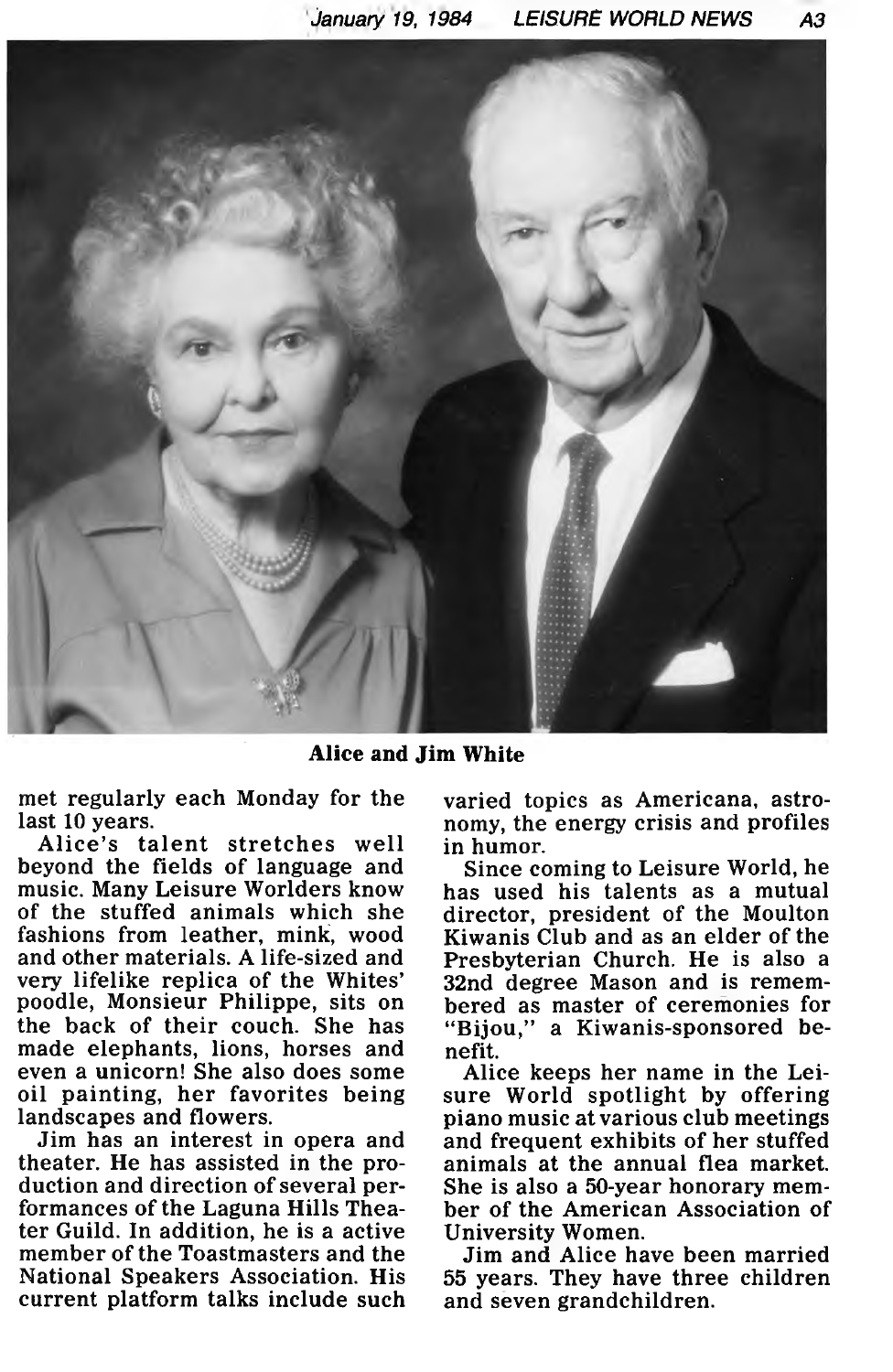**Alice and Jim White**

met regularly each Monday for the last 10 years.

Alice's talent stretches well beyond the fields of language and music. Many Leisure Worlders know of the stuffed animals which she fashions from leather, mink, wood and other materials. A life-sized and very lifelike replica of the Whites' poodle, Monsieur Philippe, sits on the back of their couch. She has made elephants, lions, horses and even a unicorn! She also does some oil painting, her favorites being landscapes and flowers.

Jim has an interest in opera and theater. He has assisted in the production and direction of several performances of the Laguna Hills Theater Guild. In addition, he is a active member of the Toastmasters and the National Speakers Association. His current platform talks include such varied topics as Americana, astronomy, the energy crisis and profiles in humor.

Since coming to Leisure World, he has used his talents as a mutual director, president of the Moulton Kiwanis Club and as an elder of the Presbyterian Church. He is also a 32nd degree Mason and is remembered as master of ceremonies for "Bijou," a Kiwanis-sponsored benefit.

Alice keeps her name in the Leisure World spotlight by offering piano music at various club meetings and frequent exhibits of her stuffed animals at the annual flea market. She is also a 50-year honorary member of the American Association of University Women.

Jim and Alice have been married 55 years. They have three children and seven grandchildren.